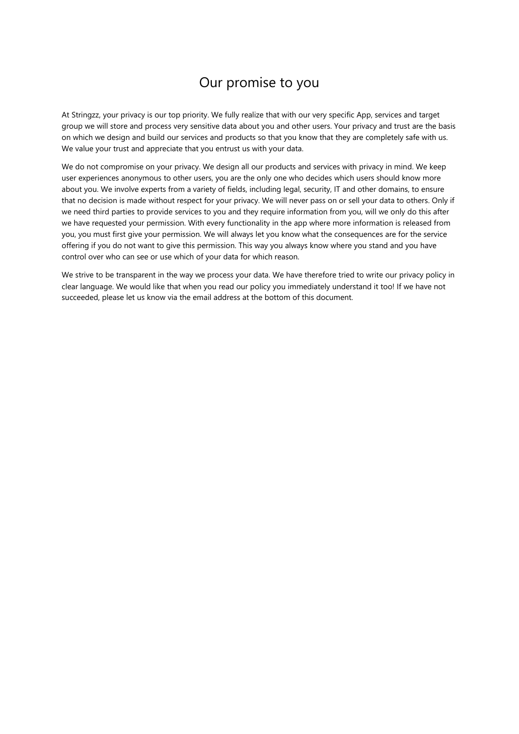# Our promise to you

At Stringzz, your privacy is our top priority. We fully realize that with our very specific App, services and target group we will store and process very sensitive data about you and other users. Your privacy and trust are the basis on which we design and build our services and products so that you know that they are completely safe with us. We value your trust and appreciate that you entrust us with your data.

We do not compromise on your privacy. We design all our products and services with privacy in mind. We keep user experiences anonymous to other users, you are the only one who decides which users should know more about you. We involve experts from a variety of fields, including legal, security, IT and other domains, to ensure that no decision is made without respect for your privacy. We will never pass on or sell your data to others. Only if we need third parties to provide services to you and they require information from you, will we only do this after we have requested your permission. With every functionality in the app where more information is released from you, you must first give your permission. We will always let you know what the consequences are for the service offering if you do not want to give this permission. This way you always know where you stand and you have control over who can see or use which of your data for which reason.

We strive to be transparent in the way we process your data. We have therefore tried to write our privacy policy in clear language. We would like that when you read our policy you immediately understand it too! If we have not succeeded, please let us know via the email address at the bottom of this document.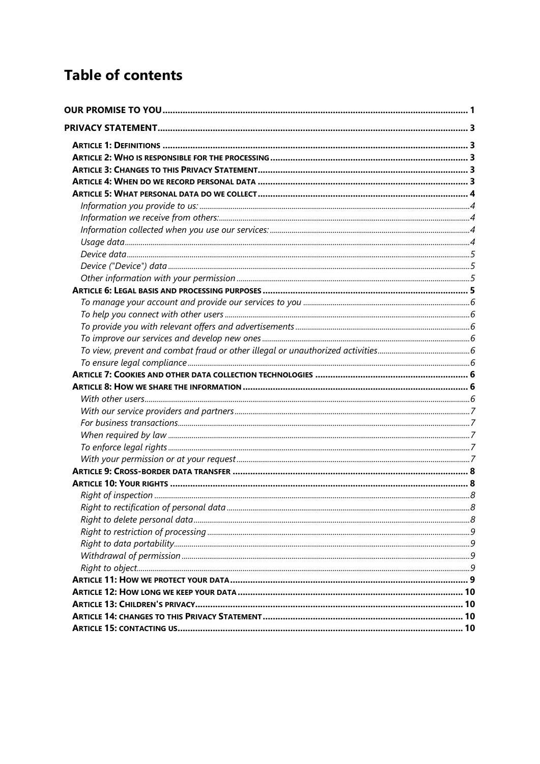# Table of contents

**OUR PROMISE TO YOU** ..... 1

**PRIVACY STATEMENT** ..... 3

- **ARTICLE 1: DEFINITIONS** ..... 3
- **ARTICLE 2: WHO IS RESPONSIBLE FOR THE PROCESSING** ..... 3
- **ARTICLE 3: CHANGES TO THIS PRIVACY STATEMENT** ..... 3
- **ARTICLE 4: WHEN DO WE RECORD PERSONAL DATA** ..... 3
- **ARTICLE 5: WHAT PERSONAL DATA DO WE COLLECT** ..... 4
  - *Information you provide to us:* ..... 4
  - *Information we receive from others:* ..... 4
  - *Information collected when you use our services:* ..... 4
  - *Usage data* ..... 4
  - *Device data* ..... 5
  - *Device ("Device") data* ..... 5
  - *Other information with your permission* ..... 5
- **ARTICLE 6: LEGAL BASIS AND PROCESSING PURPOSES** ..... 5
  - *To manage your account and provide our services to you* ..... 6
  - *To help you connect with other users* ..... 6
  - *To provide you with relevant offers and advertisements* ..... 6
  - *To improve our services and develop new ones* ..... 6
  - *To view, prevent and combat fraud or other illegal or unauthorized activities* ..... 6
  - *To ensure legal compliance* ..... 6
- **ARTICLE 7: COOKIES AND OTHER DATA COLLECTION TECHNOLOGIES** ..... 6
- **ARTICLE 8: HOW WE SHARE THE INFORMATION** ..... 6
  - *With other users* ..... 6
  - *With our service providers and partners* ..... 7
  - *For business transactions* ..... 7
  - *When required by law* ..... 7
  - *To enforce legal rights* ..... 7
  - *With your permission or at your request* ..... 7
- **ARTICLE 9: CROSS-BORDER DATA TRANSFER** ..... 8
- **ARTICLE 10: YOUR RIGHTS** ..... 8
  - *Right of inspection* ..... 8
  - *Right to rectification of personal data* ..... 8
  - *Right to delete personal data* ..... 8
  - *Right to restriction of processing* ..... 9
  - *Right to data portability* ..... 9
  - *Withdrawal of permission* ..... 9
  - *Right to object* ..... 9
- **ARTICLE 11: HOW WE PROTECT YOUR DATA** ..... 9
- **ARTICLE 12: HOW LONG WE KEEP YOUR DATA** ..... 10
- **ARTICLE 13: CHILDREN'S PRIVACY** ..... 10
- **ARTICLE 14: CHANGES TO THIS PRIVACY STATEMENT** ..... 10
- **ARTICLE 15: CONTACTING US** ..... 10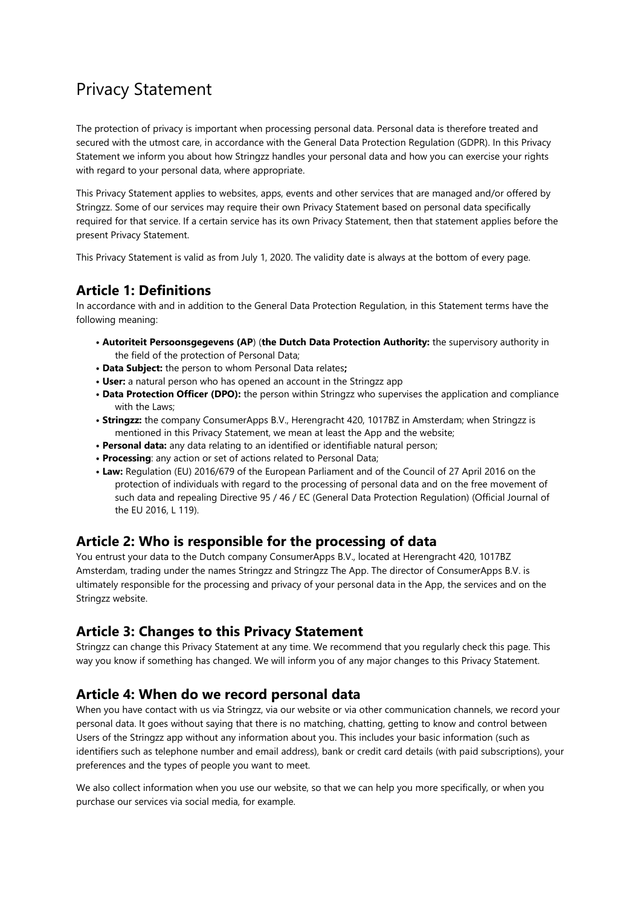# Privacy Statement

The protection of privacy is important when processing personal data. Personal data is therefore treated and secured with the utmost care, in accordance with the General Data Protection Regulation (GDPR). In this Privacy Statement we inform you about how Stringzz handles your personal data and how you can exercise your rights with regard to your personal data, where appropriate.

This Privacy Statement applies to websites, apps, events and other services that are managed and/or offered by Stringzz. Some of our services may require their own Privacy Statement based on personal data specifically required for that service. If a certain service has its own Privacy Statement, then that statement applies before the present Privacy Statement.

This Privacy Statement is valid as from July 1, 2020. The validity date is always at the bottom of every page.

## Article 1: Definitions

In accordance with and in addition to the General Data Protection Regulation, in this Statement terms have the following meaning:

- **Autoriteit Persoonsgegevens (AP**) (**the Dutch Data Protection Authority:** the supervisory authority in the field of the protection of Personal Data;
- **Data Subject:** the person to whom Personal Data relates**;**
- **User:** a natural person who has opened an account in the Stringzz app
- **Data Protection Officer (DPO):** the person within Stringzz who supervises the application and compliance with the Laws;
- **Stringzz:** the company ConsumerApps B.V., Herengracht 420, 1017BZ in Amsterdam; when Stringzz is mentioned in this Privacy Statement, we mean at least the App and the website;
- **Personal data:** any data relating to an identified or identifiable natural person;
- **Processing**: any action or set of actions related to Personal Data;
- **Law:** Regulation (EU) 2016/679 of the European Parliament and of the Council of 27 April 2016 on the protection of individuals with regard to the processing of personal data and on the free movement of such data and repealing Directive 95 / 46 / EC (General Data Protection Regulation) (Official Journal of the EU 2016, L 119).

## Article 2: Who is responsible for the processing of data

You entrust your data to the Dutch company ConsumerApps B.V., located at Herengracht 420, 1017BZ Amsterdam, trading under the names Stringzz and Stringzz The App. The director of ConsumerApps B.V. is ultimately responsible for the processing and privacy of your personal data in the App, the services and on the Stringzz website.

## Article 3: Changes to this Privacy Statement

Stringzz can change this Privacy Statement at any time. We recommend that you regularly check this page. This way you know if something has changed. We will inform you of any major changes to this Privacy Statement.

## Article 4: When do we record personal data

When you have contact with us via Stringzz, via our website or via other communication channels, we record your personal data. It goes without saying that there is no matching, chatting, getting to know and control between Users of the Stringzz app without any information about you. This includes your basic information (such as identifiers such as telephone number and email address), bank or credit card details (with paid subscriptions), your preferences and the types of people you want to meet.

We also collect information when you use our website, so that we can help you more specifically, or when you purchase our services via social media, for example.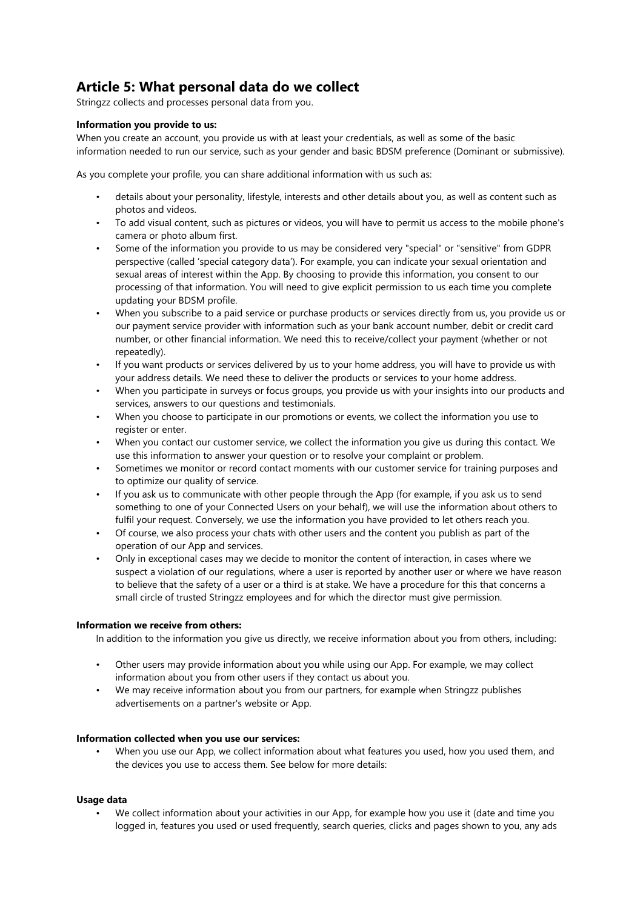## Article 5: What personal data do we collect

Stringzz collects and processes personal data from you.

**Information you provide to us:**

When you create an account, you provide us with at least your credentials, as well as some of the basic information needed to run our service, such as your gender and basic BDSM preference (Dominant or submissive).

As you complete your profile, you can share additional information with us such as:

- details about your personality, lifestyle, interests and other details about you, as well as content such as photos and videos.
- To add visual content, such as pictures or videos, you will have to permit us access to the mobile phone's camera or photo album first.
- Some of the information you provide to us may be considered very "special" or "sensitive" from GDPR perspective (called 'special category data'). For example, you can indicate your sexual orientation and sexual areas of interest within the App. By choosing to provide this information, you consent to our processing of that information. You will need to give explicit permission to us each time you complete updating your BDSM profile.
- When you subscribe to a paid service or purchase products or services directly from us, you provide us or our payment service provider with information such as your bank account number, debit or credit card number, or other financial information. We need this to receive/collect your payment (whether or not repeatedly).
- If you want products or services delivered by us to your home address, you will have to provide us with your address details. We need these to deliver the products or services to your home address.
- When you participate in surveys or focus groups, you provide us with your insights into our products and services, answers to our questions and testimonials.
- When you choose to participate in our promotions or events, we collect the information you use to register or enter.
- When you contact our customer service, we collect the information you give us during this contact. We use this information to answer your question or to resolve your complaint or problem.
- Sometimes we monitor or record contact moments with our customer service for training purposes and to optimize our quality of service.
- If you ask us to communicate with other people through the App (for example, if you ask us to send something to one of your Connected Users on your behalf), we will use the information about others to fulfil your request. Conversely, we use the information you have provided to let others reach you.
- Of course, we also process your chats with other users and the content you publish as part of the operation of our App and services.
- Only in exceptional cases may we decide to monitor the content of interaction, in cases where we suspect a violation of our regulations, where a user is reported by another user or where we have reason to believe that the safety of a user or a third is at stake. We have a procedure for this that concerns a small circle of trusted Stringzz employees and for which the director must give permission.

**Information we receive from others:**

In addition to the information you give us directly, we receive information about you from others, including:

- Other users may provide information about you while using our App. For example, we may collect information about you from other users if they contact us about you.
- We may receive information about you from our partners, for example when Stringzz publishes advertisements on a partner's website or App.

**Information collected when you use our services:**

- When you use our App, we collect information about what features you used, how you used them, and the devices you use to access them. See below for more details:

**Usage data**

- We collect information about your activities in our App, for example how you use it (date and time you logged in, features you used or used frequently, search queries, clicks and pages shown to you, any ads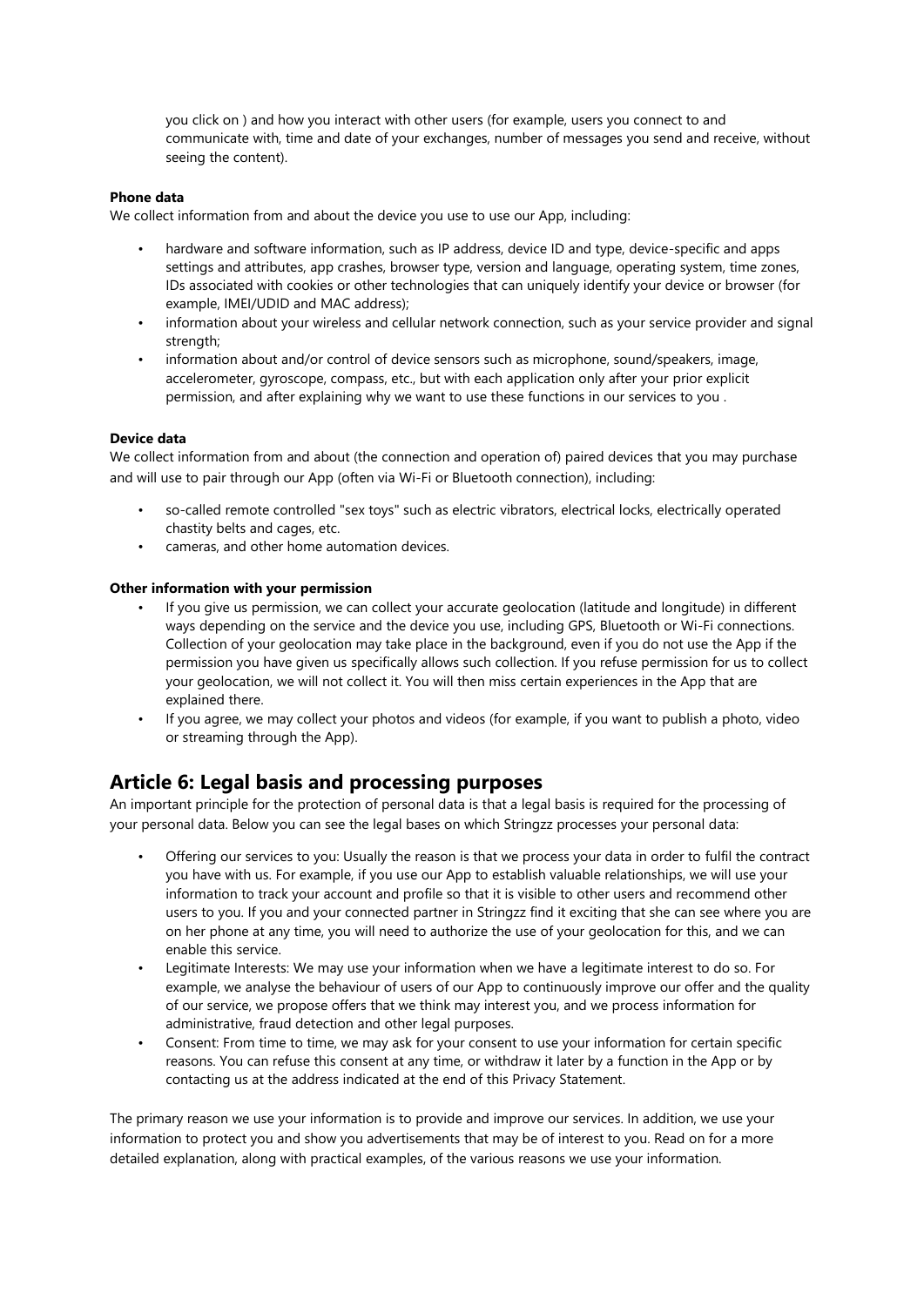you click on ) and how you interact with other users (for example, users you connect to and communicate with, time and date of your exchanges, number of messages you send and receive, without seeing the content).

**Phone data**
We collect information from and about the device you use to use our App, including:

- hardware and software information, such as IP address, device ID and type, device-specific and apps settings and attributes, app crashes, browser type, version and language, operating system, time zones, IDs associated with cookies or other technologies that can uniquely identify your device or browser (for example, IMEI/UDID and MAC address);
- information about your wireless and cellular network connection, such as your service provider and signal strength;
- information about and/or control of device sensors such as microphone, sound/speakers, image, accelerometer, gyroscope, compass, etc., but with each application only after your prior explicit permission, and after explaining why we want to use these functions in our services to you .

**Device data**
We collect information from and about (the connection and operation of) paired devices that you may purchase and will use to pair through our App (often via Wi-Fi or Bluetooth connection), including:

- so-called remote controlled "sex toys" such as electric vibrators, electrical locks, electrically operated chastity belts and cages, etc.
- cameras, and other home automation devices.

**Other information with your permission**

- If you give us permission, we can collect your accurate geolocation (latitude and longitude) in different ways depending on the service and the device you use, including GPS, Bluetooth or Wi-Fi connections. Collection of your geolocation may take place in the background, even if you do not use the App if the permission you have given us specifically allows such collection. If you refuse permission for us to collect your geolocation, we will not collect it. You will then miss certain experiences in the App that are explained there.
- If you agree, we may collect your photos and videos (for example, if you want to publish a photo, video or streaming through the App).

## Article 6: Legal basis and processing purposes

An important principle for the protection of personal data is that a legal basis is required for the processing of your personal data. Below you can see the legal bases on which Stringzz processes your personal data:

- Offering our services to you: Usually the reason is that we process your data in order to fulfil the contract you have with us. For example, if you use our App to establish valuable relationships, we will use your information to track your account and profile so that it is visible to other users and recommend other users to you. If you and your connected partner in Stringzz find it exciting that she can see where you are on her phone at any time, you will need to authorize the use of your geolocation for this, and we can enable this service.
- Legitimate Interests: We may use your information when we have a legitimate interest to do so. For example, we analyse the behaviour of users of our App to continuously improve our offer and the quality of our service, we propose offers that we think may interest you, and we process information for administrative, fraud detection and other legal purposes.
- Consent: From time to time, we may ask for your consent to use your information for certain specific reasons. You can refuse this consent at any time, or withdraw it later by a function in the App or by contacting us at the address indicated at the end of this Privacy Statement.

The primary reason we use your information is to provide and improve our services. In addition, we use your information to protect you and show you advertisements that may be of interest to you. Read on for a more detailed explanation, along with practical examples, of the various reasons we use your information.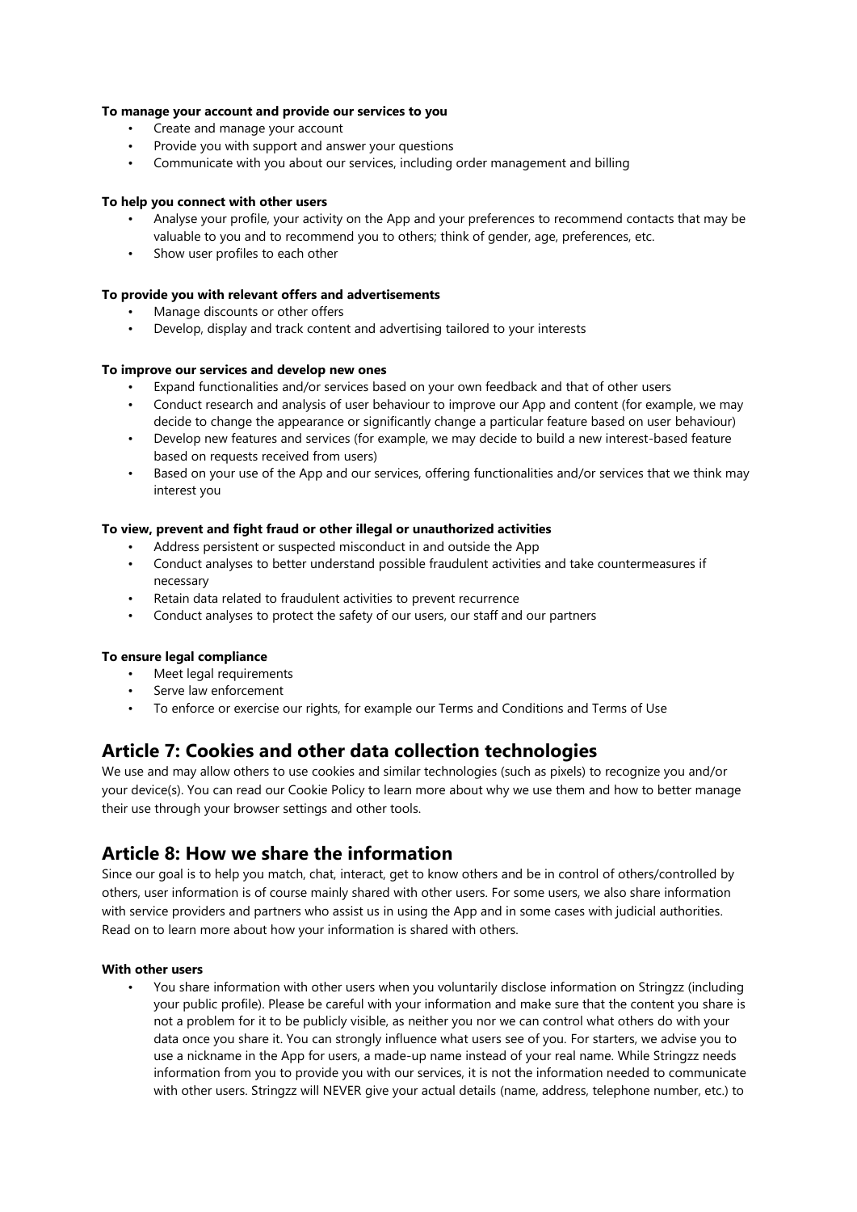**To manage your account and provide our services to you**

- Create and manage your account
- Provide you with support and answer your questions
- Communicate with you about our services, including order management and billing

**To help you connect with other users**

- Analyse your profile, your activity on the App and your preferences to recommend contacts that may be valuable to you and to recommend you to others; think of gender, age, preferences, etc.
- Show user profiles to each other

**To provide you with relevant offers and advertisements**

- Manage discounts or other offers
- Develop, display and track content and advertising tailored to your interests

**To improve our services and develop new ones**

- Expand functionalities and/or services based on your own feedback and that of other users
- Conduct research and analysis of user behaviour to improve our App and content (for example, we may decide to change the appearance or significantly change a particular feature based on user behaviour)
- Develop new features and services (for example, we may decide to build a new interest-based feature based on requests received from users)
- Based on your use of the App and our services, offering functionalities and/or services that we think may interest you

**To view, prevent and fight fraud or other illegal or unauthorized activities**

- Address persistent or suspected misconduct in and outside the App
- Conduct analyses to better understand possible fraudulent activities and take countermeasures if necessary
- Retain data related to fraudulent activities to prevent recurrence
- Conduct analyses to protect the safety of our users, our staff and our partners

**To ensure legal compliance**

- Meet legal requirements
- Serve law enforcement
- To enforce or exercise our rights, for example our Terms and Conditions and Terms of Use

## Article 7: Cookies and other data collection technologies

We use and may allow others to use cookies and similar technologies (such as pixels) to recognize you and/or your device(s). You can read our Cookie Policy to learn more about why we use them and how to better manage their use through your browser settings and other tools.

## Article 8: How we share the information

Since our goal is to help you match, chat, interact, get to know others and be in control of others/controlled by others, user information is of course mainly shared with other users. For some users, we also share information with service providers and partners who assist us in using the App and in some cases with judicial authorities. Read on to learn more about how your information is shared with others.

**With other users**

- You share information with other users when you voluntarily disclose information on Stringzz (including your public profile). Please be careful with your information and make sure that the content you share is not a problem for it to be publicly visible, as neither you nor we can control what others do with your data once you share it. You can strongly influence what users see of you. For starters, we advise you to use a nickname in the App for users, a made-up name instead of your real name. While Stringzz needs information from you to provide you with our services, it is not the information needed to communicate with other users. Stringzz will NEVER give your actual details (name, address, telephone number, etc.) to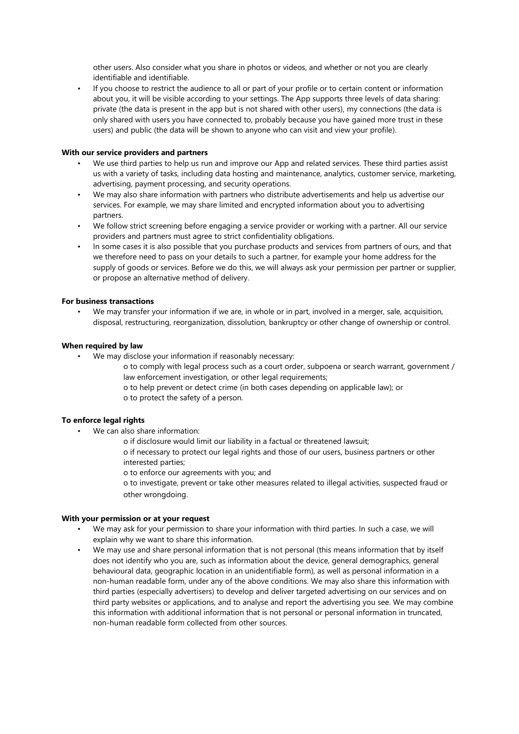other users. Also consider what you share in photos or videos, and whether or not you are clearly identifiable and identifiable.

- If you choose to restrict the audience to all or part of your profile or to certain content or information about you, it will be visible according to your settings. The App supports three levels of data sharing: private (the data is present in the app but is not shared with other users), my connections (the data is only shared with users you have connected to, probably because you have gained more trust in these users) and public (the data will be shown to anyone who can visit and view your profile).

**With our service providers and partners**

- We use third parties to help us run and improve our App and related services. These third parties assist us with a variety of tasks, including data hosting and maintenance, analytics, customer service, marketing, advertising, payment processing, and security operations.
- We may also share information with partners who distribute advertisements and help us advertise our services. For example, we may share limited and encrypted information about you to advertising partners.
- We follow strict screening before engaging a service provider or working with a partner. All our service providers and partners must agree to strict confidentiality obligations.
- In some cases it is also possible that you purchase products and services from partners of ours, and that we therefore need to pass on your details to such a partner, for example your home address for the supply of goods or services. Before we do this, we will always ask your permission per partner or supplier, or propose an alternative method of delivery.

**For business transactions**

- We may transfer your information if we are, in whole or in part, involved in a merger, sale, acquisition, disposal, restructuring, reorganization, dissolution, bankruptcy or other change of ownership or control.

**When required by law**

- We may disclose your information if reasonably necessary:
  - to comply with legal process such as a court order, subpoena or search warrant, government / law enforcement investigation, or other legal requirements;
  - to help prevent or detect crime (in both cases depending on applicable law); or
  - to protect the safety of a person.

**To enforce legal rights**

- We can also share information:
  - if disclosure would limit our liability in a factual or threatened lawsuit;
  - if necessary to protect our legal rights and those of our users, business partners or other interested parties;
  - to enforce our agreements with you; and
  - to investigate, prevent or take other measures related to illegal activities, suspected fraud or other wrongdoing.

**With your permission or at your request**

- We may ask for your permission to share your information with third parties. In such a case, we will explain why we want to share this information.
- We may use and share personal information that is not personal (this means information that by itself does not identify who you are, such as information about the device, general demographics, general behavioural data, geographic location in an unidentifiable form), as well as personal information in a non-human readable form, under any of the above conditions. We may also share this information with third parties (especially advertisers) to develop and deliver targeted advertising on our services and on third party websites or applications, and to analyse and report the advertising you see. We may combine this information with additional information that is not personal or personal information in truncated, non-human readable form collected from other sources.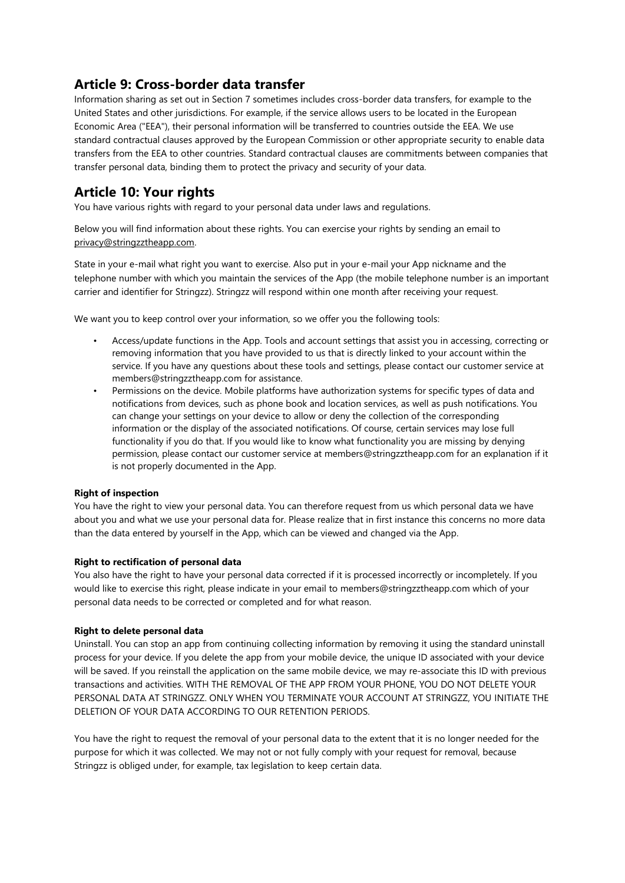## Article 9: Cross-border data transfer

Information sharing as set out in Section 7 sometimes includes cross-border data transfers, for example to the United States and other jurisdictions. For example, if the service allows users to be located in the European Economic Area ("EEA"), their personal information will be transferred to countries outside the EEA. We use standard contractual clauses approved by the European Commission or other appropriate security to enable data transfers from the EEA to other countries. Standard contractual clauses are commitments between companies that transfer personal data, binding them to protect the privacy and security of your data.

## Article 10: Your rights

You have various rights with regard to your personal data under laws and regulations.

Below you will find information about these rights. You can exercise your rights by sending an email to privacy@stringzztheapp.com.

State in your e-mail what right you want to exercise. Also put in your e-mail your App nickname and the telephone number with which you maintain the services of the App (the mobile telephone number is an important carrier and identifier for Stringzz). Stringzz will respond within one month after receiving your request.

We want you to keep control over your information, so we offer you the following tools:

- Access/update functions in the App. Tools and account settings that assist you in accessing, correcting or removing information that you have provided to us that is directly linked to your account within the service. If you have any questions about these tools and settings, please contact our customer service at members@stringzztheapp.com for assistance.
- Permissions on the device. Mobile platforms have authorization systems for specific types of data and notifications from devices, such as phone book and location services, as well as push notifications. You can change your settings on your device to allow or deny the collection of the corresponding information or the display of the associated notifications. Of course, certain services may lose full functionality if you do that. If you would like to know what functionality you are missing by denying permission, please contact our customer service at members@stringzztheapp.com for an explanation if it is not properly documented in the App.

**Right of inspection**

You have the right to view your personal data. You can therefore request from us which personal data we have about you and what we use your personal data for. Please realize that in first instance this concerns no more data than the data entered by yourself in the App, which can be viewed and changed via the App.

**Right to rectification of personal data**

You also have the right to have your personal data corrected if it is processed incorrectly or incompletely. If you would like to exercise this right, please indicate in your email to members@stringzztheapp.com which of your personal data needs to be corrected or completed and for what reason.

**Right to delete personal data**

Uninstall. You can stop an app from continuing collecting information by removing it using the standard uninstall process for your device. If you delete the app from your mobile device, the unique ID associated with your device will be saved. If you reinstall the application on the same mobile device, we may re-associate this ID with previous transactions and activities. WITH THE REMOVAL OF THE APP FROM YOUR PHONE, YOU DO NOT DELETE YOUR PERSONAL DATA AT STRINGZZ. ONLY WHEN YOU TERMINATE YOUR ACCOUNT AT STRINGZZ, YOU INITIATE THE DELETION OF YOUR DATA ACCORDING TO OUR RETENTION PERIODS.

You have the right to request the removal of your personal data to the extent that it is no longer needed for the purpose for which it was collected. We may not or not fully comply with your request for removal, because Stringzz is obliged under, for example, tax legislation to keep certain data.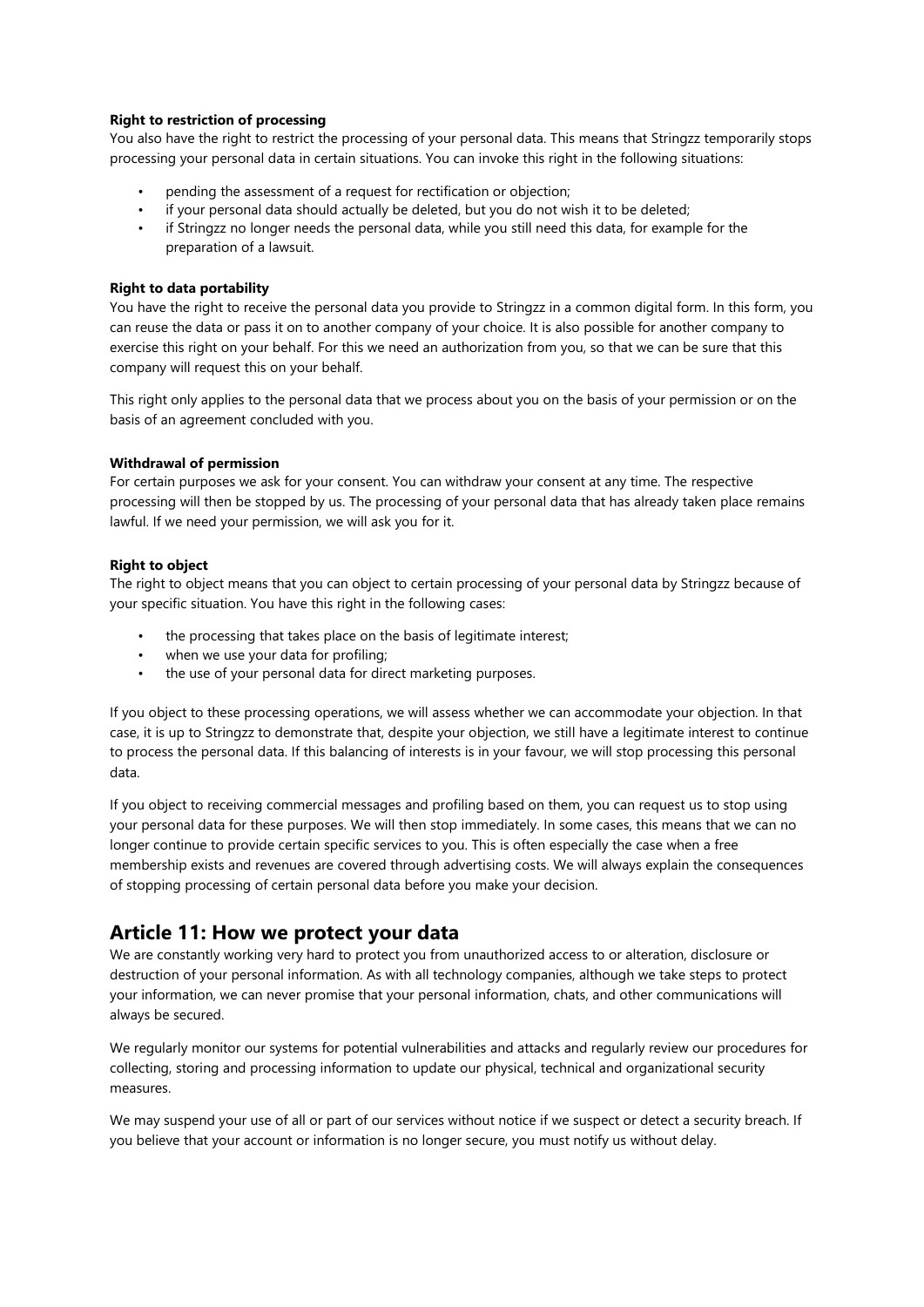**Right to restriction of processing**
You also have the right to restrict the processing of your personal data. This means that Stringzz temporarily stops processing your personal data in certain situations. You can invoke this right in the following situations:

- pending the assessment of a request for rectification or objection;
- if your personal data should actually be deleted, but you do not wish it to be deleted;
- if Stringzz no longer needs the personal data, while you still need this data, for example for the preparation of a lawsuit.

**Right to data portability**
You have the right to receive the personal data you provide to Stringzz in a common digital form. In this form, you can reuse the data or pass it on to another company of your choice. It is also possible for another company to exercise this right on your behalf. For this we need an authorization from you, so that we can be sure that this company will request this on your behalf.

This right only applies to the personal data that we process about you on the basis of your permission or on the basis of an agreement concluded with you.

**Withdrawal of permission**
For certain purposes we ask for your consent. You can withdraw your consent at any time. The respective processing will then be stopped by us. The processing of your personal data that has already taken place remains lawful. If we need your permission, we will ask you for it.

**Right to object**
The right to object means that you can object to certain processing of your personal data by Stringzz because of your specific situation. You have this right in the following cases:

- the processing that takes place on the basis of legitimate interest;
- when we use your data for profiling;
- the use of your personal data for direct marketing purposes.

If you object to these processing operations, we will assess whether we can accommodate your objection. In that case, it is up to Stringzz to demonstrate that, despite your objection, we still have a legitimate interest to continue to process the personal data. If this balancing of interests is in your favour, we will stop processing this personal data.

If you object to receiving commercial messages and profiling based on them, you can request us to stop using your personal data for these purposes. We will then stop immediately. In some cases, this means that we can no longer continue to provide certain specific services to you. This is often especially the case when a free membership exists and revenues are covered through advertising costs. We will always explain the consequences of stopping processing of certain personal data before you make your decision.

## Article 11: How we protect your data

We are constantly working very hard to protect you from unauthorized access to or alteration, disclosure or destruction of your personal information. As with all technology companies, although we take steps to protect your information, we can never promise that your personal information, chats, and other communications will always be secured.

We regularly monitor our systems for potential vulnerabilities and attacks and regularly review our procedures for collecting, storing and processing information to update our physical, technical and organizational security measures.

We may suspend your use of all or part of our services without notice if we suspect or detect a security breach. If you believe that your account or information is no longer secure, you must notify us without delay.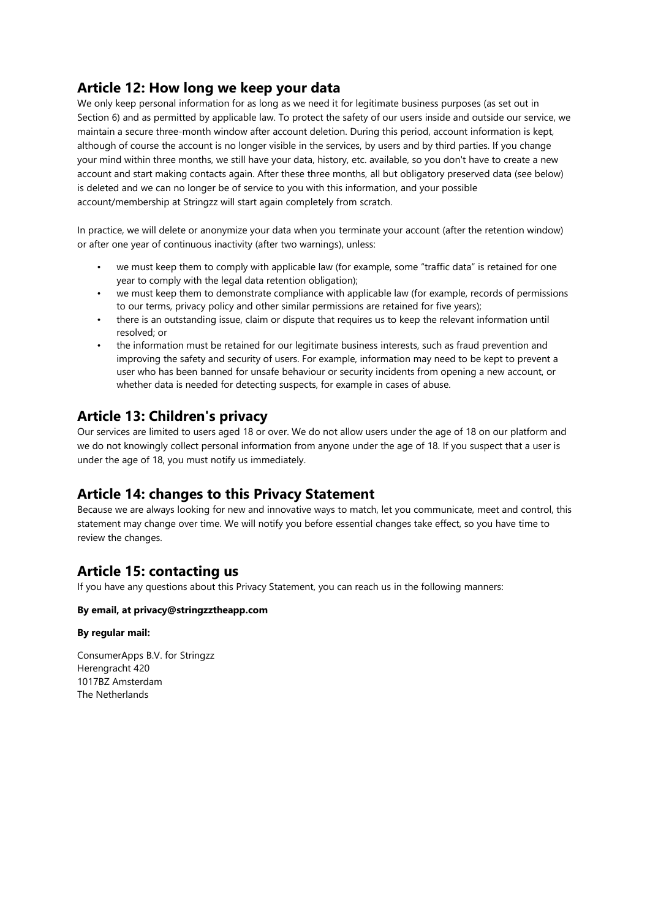## Article 12: How long we keep your data

We only keep personal information for as long as we need it for legitimate business purposes (as set out in Section 6) and as permitted by applicable law. To protect the safety of our users inside and outside our service, we maintain a secure three-month window after account deletion. During this period, account information is kept, although of course the account is no longer visible in the services, by users and by third parties. If you change your mind within three months, we still have your data, history, etc. available, so you don't have to create a new account and start making contacts again. After these three months, all but obligatory preserved data (see below) is deleted and we can no longer be of service to you with this information, and your possible account/membership at Stringzz will start again completely from scratch.

In practice, we will delete or anonymize your data when you terminate your account (after the retention window) or after one year of continuous inactivity (after two warnings), unless:

- we must keep them to comply with applicable law (for example, some "traffic data" is retained for one year to comply with the legal data retention obligation);
- we must keep them to demonstrate compliance with applicable law (for example, records of permissions to our terms, privacy policy and other similar permissions are retained for five years);
- there is an outstanding issue, claim or dispute that requires us to keep the relevant information until resolved; or
- the information must be retained for our legitimate business interests, such as fraud prevention and improving the safety and security of users. For example, information may need to be kept to prevent a user who has been banned for unsafe behaviour or security incidents from opening a new account, or whether data is needed for detecting suspects, for example in cases of abuse.

## Article 13: Children's privacy

Our services are limited to users aged 18 or over. We do not allow users under the age of 18 on our platform and we do not knowingly collect personal information from anyone under the age of 18. If you suspect that a user is under the age of 18, you must notify us immediately.

## Article 14: changes to this Privacy Statement

Because we are always looking for new and innovative ways to match, let you communicate, meet and control, this statement may change over time. We will notify you before essential changes take effect, so you have time to review the changes.

## Article 15: contacting us

If you have any questions about this Privacy Statement, you can reach us in the following manners:

**By email, at privacy@stringzztheapp.com**

**By regular mail:**

ConsumerApps B.V. for Stringzz
Herengracht 420
1017BZ Amsterdam
The Netherlands